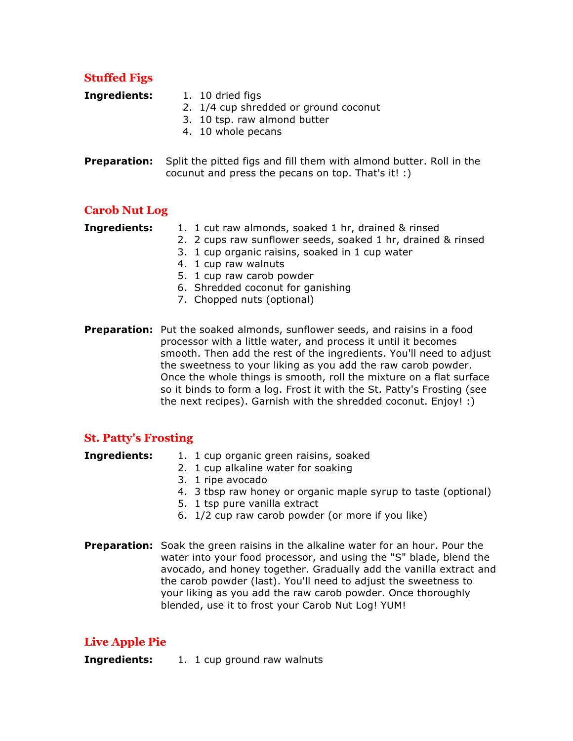## Stuffed Figs

**Ingredients:**

1. 10 dried figs
2. 1/4 cup shredded or ground coconut
3. 10 tsp. raw almond butter
4. 10 whole pecans

**Preparation:** Split the pitted figs and fill them with almond butter. Roll in the cocunut and press the pecans on top. That's it! :)

## Carob Nut Log

**Ingredients:**

1. 1 cut raw almonds, soaked 1 hr, drained & rinsed
2. 2 cups raw sunflower seeds, soaked 1 hr, drained & rinsed
3. 1 cup organic raisins, soaked in 1 cup water
4. 1 cup raw walnuts
5. 1 cup raw carob powder
6. Shredded coconut for ganishing
7. Chopped nuts (optional)

**Preparation:** Put the soaked almonds, sunflower seeds, and raisins in a food processor with a little water, and process it until it becomes smooth. Then add the rest of the ingredients. You'll need to adjust the sweetness to your liking as you add the raw carob powder. Once the whole things is smooth, roll the mixture on a flat surface so it binds to form a log. Frost it with the St. Patty's Frosting (see the next recipes). Garnish with the shredded coconut. Enjoy! :)

## St. Patty's Frosting

**Ingredients:**

1. 1 cup organic green raisins, soaked
2. 1 cup alkaline water for soaking
3. 1 ripe avocado
4. 3 tbsp raw honey or organic maple syrup to taste (optional)
5. 1 tsp pure vanilla extract
6. 1/2 cup raw carob powder (or more if you like)

**Preparation:** Soak the green raisins in the alkaline water for an hour. Pour the water into your food processor, and using the "S" blade, blend the avocado, and honey together. Gradually add the vanilla extract and the carob powder (last). You'll need to adjust the sweetness to your liking as you add the raw carob powder. Once thoroughly blended, use it to frost your Carob Nut Log! YUM!

## Live Apple Pie

**Ingredients:**

1. 1 cup ground raw walnuts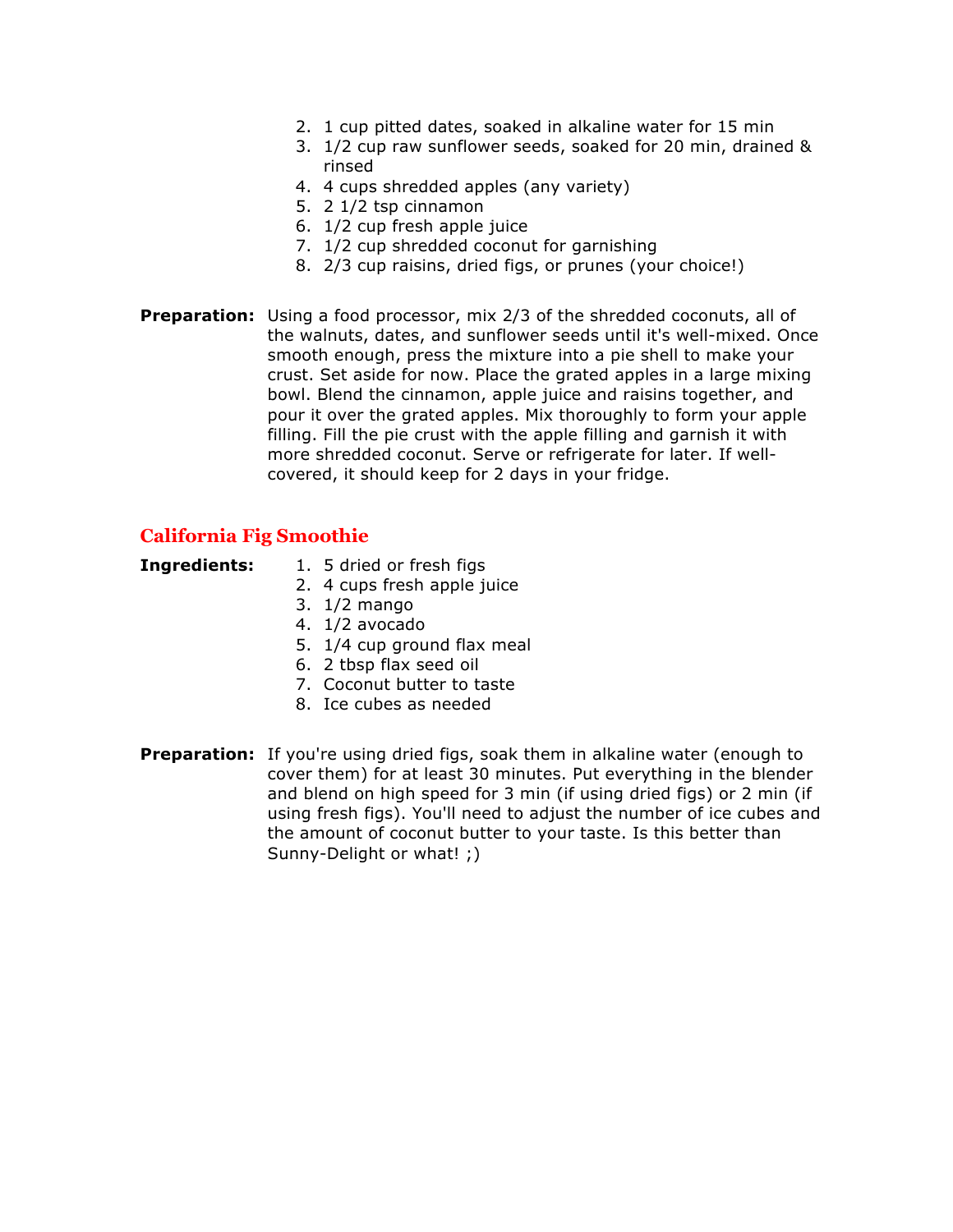2. 1 cup pitted dates, soaked in alkaline water for 15 min
3. 1/2 cup raw sunflower seeds, soaked for 20 min, drained & rinsed
4. 4 cups shredded apples (any variety)
5. 2 1/2 tsp cinnamon
6. 1/2 cup fresh apple juice
7. 1/2 cup shredded coconut for garnishing
8. 2/3 cup raisins, dried figs, or prunes (your choice!)

**Preparation:** Using a food processor, mix 2/3 of the shredded coconuts, all of the walnuts, dates, and sunflower seeds until it's well-mixed. Once smooth enough, press the mixture into a pie shell to make your crust. Set aside for now. Place the grated apples in a large mixing bowl. Blend the cinnamon, apple juice and raisins together, and pour it over the grated apples. Mix thoroughly to form your apple filling. Fill the pie crust with the apple filling and garnish it with more shredded coconut. Serve or refrigerate for later. If well-covered, it should keep for 2 days in your fridge.

## California Fig Smoothie

**Ingredients:**

1. 5 dried or fresh figs
2. 4 cups fresh apple juice
3. 1/2 mango
4. 1/2 avocado
5. 1/4 cup ground flax meal
6. 2 tbsp flax seed oil
7. Coconut butter to taste
8. Ice cubes as needed

**Preparation:** If you're using dried figs, soak them in alkaline water (enough to cover them) for at least 30 minutes. Put everything in the blender and blend on high speed for 3 min (if using dried figs) or 2 min (if using fresh figs). You'll need to adjust the number of ice cubes and the amount of coconut butter to your taste. Is this better than Sunny-Delight or what! ;)